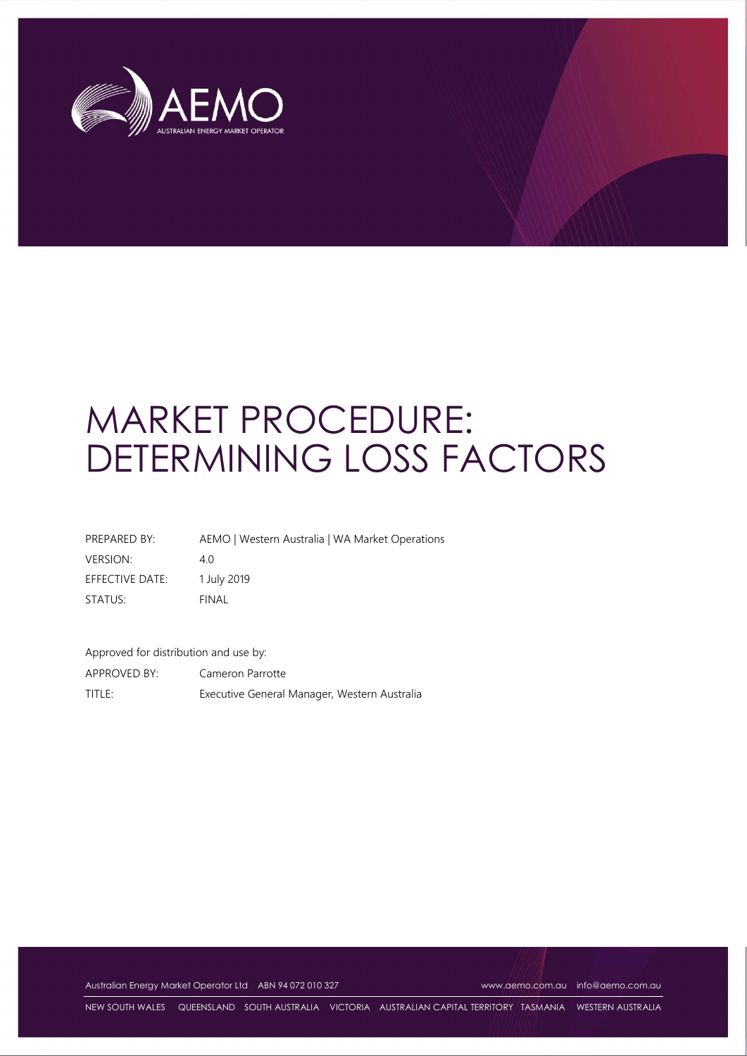# MARKET PROCEDURE: DETERMINING LOSS FACTORS

| | |
|---|---|
| PREPARED BY: | AEMO \| Western Australia \| WA Market Operations |
| VERSION: | 4.0 |
| EFFECTIVE DATE: | 1 July 2019 |
| STATUS: | FINAL |

Approved for distribution and use by:

| | |
|---|---|
| APPROVED BY: | Cameron Parrotte |
| TITLE: | Executive General Manager, Western Australia |

Australian Energy Market Operator Ltd ABN 94 072 010 327 www.aemo.com.au info@aemo.com.au

NEW SOUTH WALES QUEENSLAND SOUTH AUSTRALIA VICTORIA AUSTRALIAN CAPITAL TERRITORY TASMANIA WESTERN AUSTRALIA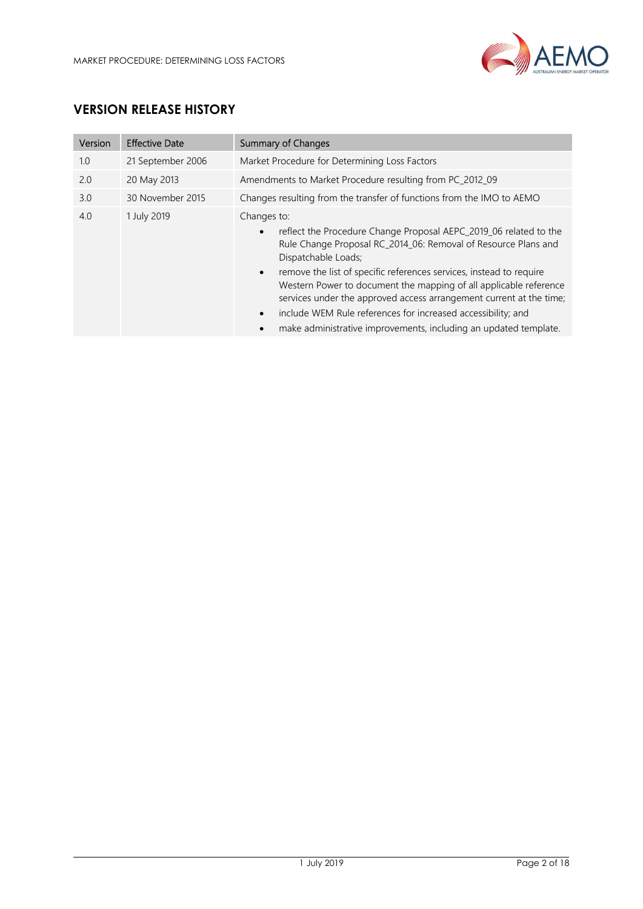## VERSION RELEASE HISTORY

| Version | Effective Date | Summary of Changes |
| --- | --- | --- |
| 1.0 | 21 September 2006 | Market Procedure for Determining Loss Factors |
| 2.0 | 20 May 2013 | Amendments to Market Procedure resulting from PC_2012_09 |
| 3.0 | 30 November 2015 | Changes resulting from the transfer of functions from the IMO to AEMO |
| 4.0 | 1 July 2019 | Changes to:<br>• reflect the Procedure Change Proposal AEPC_2019_06 related to the Rule Change Proposal RC_2014_06: Removal of Resource Plans and Dispatchable Loads;<br>• remove the list of specific references services, instead to require Western Power to document the mapping of all applicable reference services under the approved access arrangement current at the time;<br>• include WEM Rule references for increased accessibility; and<br>• make administrative improvements, including an updated template. |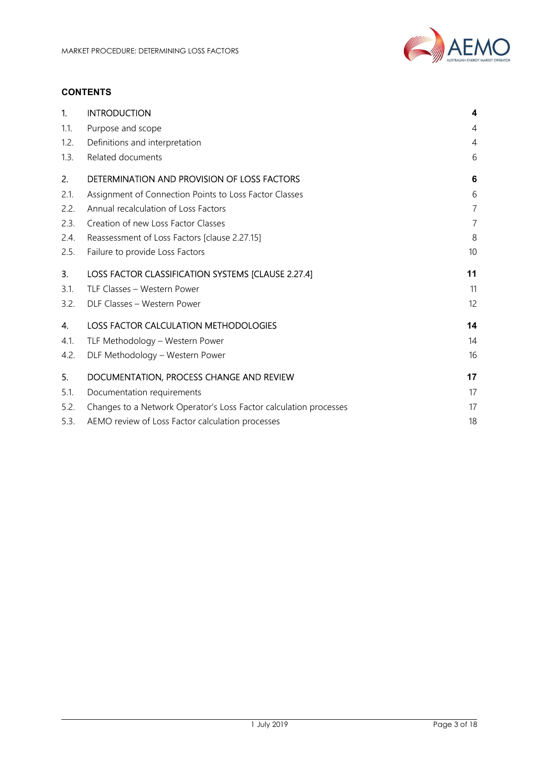**CONTENTS**

| | | |
|---|---|---|
| 1. | INTRODUCTION | **4** |
| 1.1. | Purpose and scope | 4 |
| 1.2. | Definitions and interpretation | 4 |
| 1.3. | Related documents | 6 |
| 2. | DETERMINATION AND PROVISION OF LOSS FACTORS | **6** |
| 2.1. | Assignment of Connection Points to Loss Factor Classes | 6 |
| 2.2. | Annual recalculation of Loss Factors | 7 |
| 2.3. | Creation of new Loss Factor Classes | 7 |
| 2.4. | Reassessment of Loss Factors [clause 2.27.15] | 8 |
| 2.5. | Failure to provide Loss Factors | 10 |
| 3. | LOSS FACTOR CLASSIFICATION SYSTEMS [CLAUSE 2.27.4] | **11** |
| 3.1. | TLF Classes – Western Power | 11 |
| 3.2. | DLF Classes – Western Power | 12 |
| 4. | LOSS FACTOR CALCULATION METHODOLOGIES | **14** |
| 4.1. | TLF Methodology – Western Power | 14 |
| 4.2. | DLF Methodology – Western Power | 16 |
| 5. | DOCUMENTATION, PROCESS CHANGE AND REVIEW | **17** |
| 5.1. | Documentation requirements | 17 |
| 5.2. | Changes to a Network Operator's Loss Factor calculation processes | 17 |
| 5.3. | AEMO review of Loss Factor calculation processes | 18 |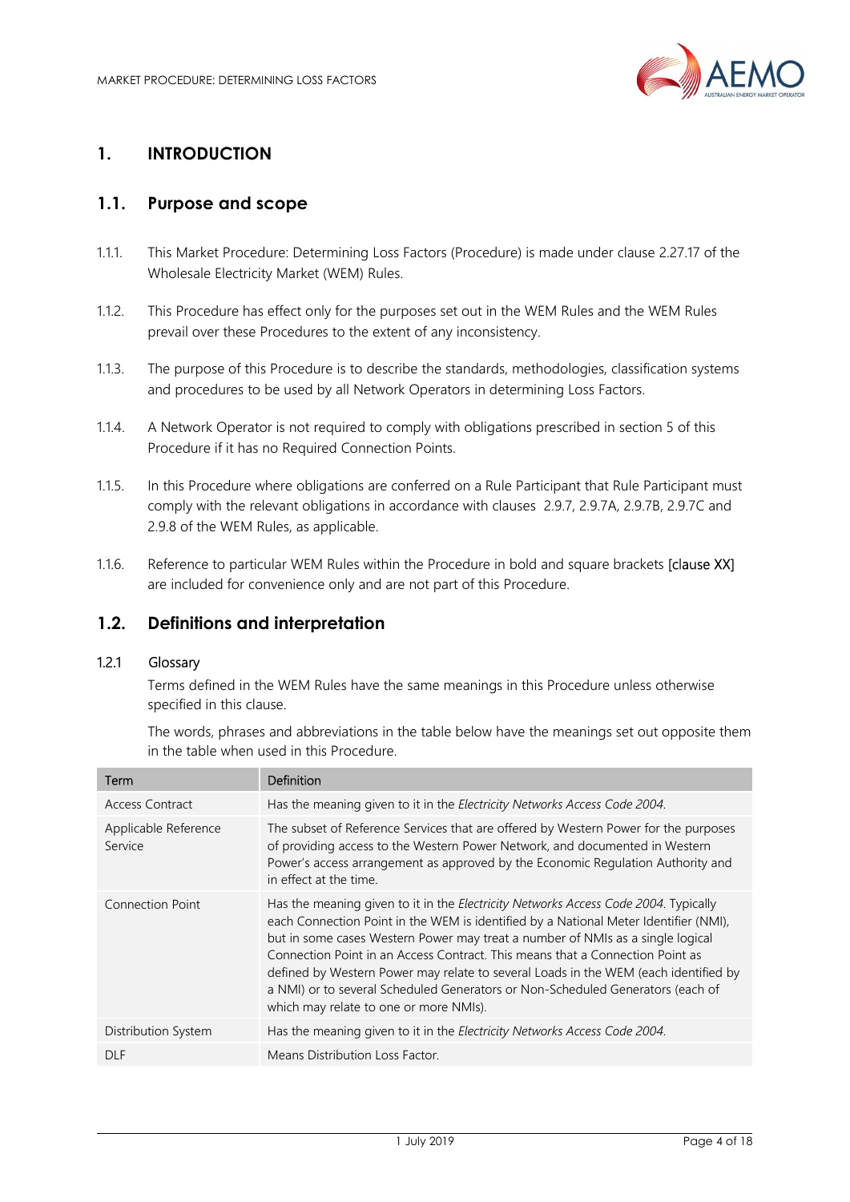# 1. INTRODUCTION

## 1.1. Purpose and scope

1.1.1. This Market Procedure: Determining Loss Factors (Procedure) is made under clause 2.27.17 of the Wholesale Electricity Market (WEM) Rules.

1.1.2. This Procedure has effect only for the purposes set out in the WEM Rules and the WEM Rules prevail over these Procedures to the extent of any inconsistency.

1.1.3. The purpose of this Procedure is to describe the standards, methodologies, classification systems and procedures to be used by all Network Operators in determining Loss Factors.

1.1.4. A Network Operator is not required to comply with obligations prescribed in section 5 of this Procedure if it has no Required Connection Points.

1.1.5. In this Procedure where obligations are conferred on a Rule Participant that Rule Participant must comply with the relevant obligations in accordance with clauses 2.9.7, 2.9.7A, 2.9.7B, 2.9.7C and 2.9.8 of the WEM Rules, as applicable.

1.1.6. Reference to particular WEM Rules within the Procedure in bold and square brackets [clause XX] are included for convenience only and are not part of this Procedure.

## 1.2. Definitions and interpretation

### 1.2.1 Glossary

Terms defined in the WEM Rules have the same meanings in this Procedure unless otherwise specified in this clause.

The words, phrases and abbreviations in the table below have the meanings set out opposite them in the table when used in this Procedure.

| Term | Definition |
|---|---|
| Access Contract | Has the meaning given to it in the *Electricity Networks Access Code 2004*. |
| Applicable Reference Service | The subset of Reference Services that are offered by Western Power for the purposes of providing access to the Western Power Network, and documented in Western Power's access arrangement as approved by the Economic Regulation Authority and in effect at the time. |
| Connection Point | Has the meaning given to it in the *Electricity Networks Access Code 2004*. Typically each Connection Point in the WEM is identified by a National Meter Identifier (NMI), but in some cases Western Power may treat a number of NMIs as a single logical Connection Point in an Access Contract. This means that a Connection Point as defined by Western Power may relate to several Loads in the WEM (each identified by a NMI) or to several Scheduled Generators or Non-Scheduled Generators (each of which may relate to one or more NMIs). |
| Distribution System | Has the meaning given to it in the *Electricity Networks Access Code 2004*. |
| DLF | Means Distribution Loss Factor. |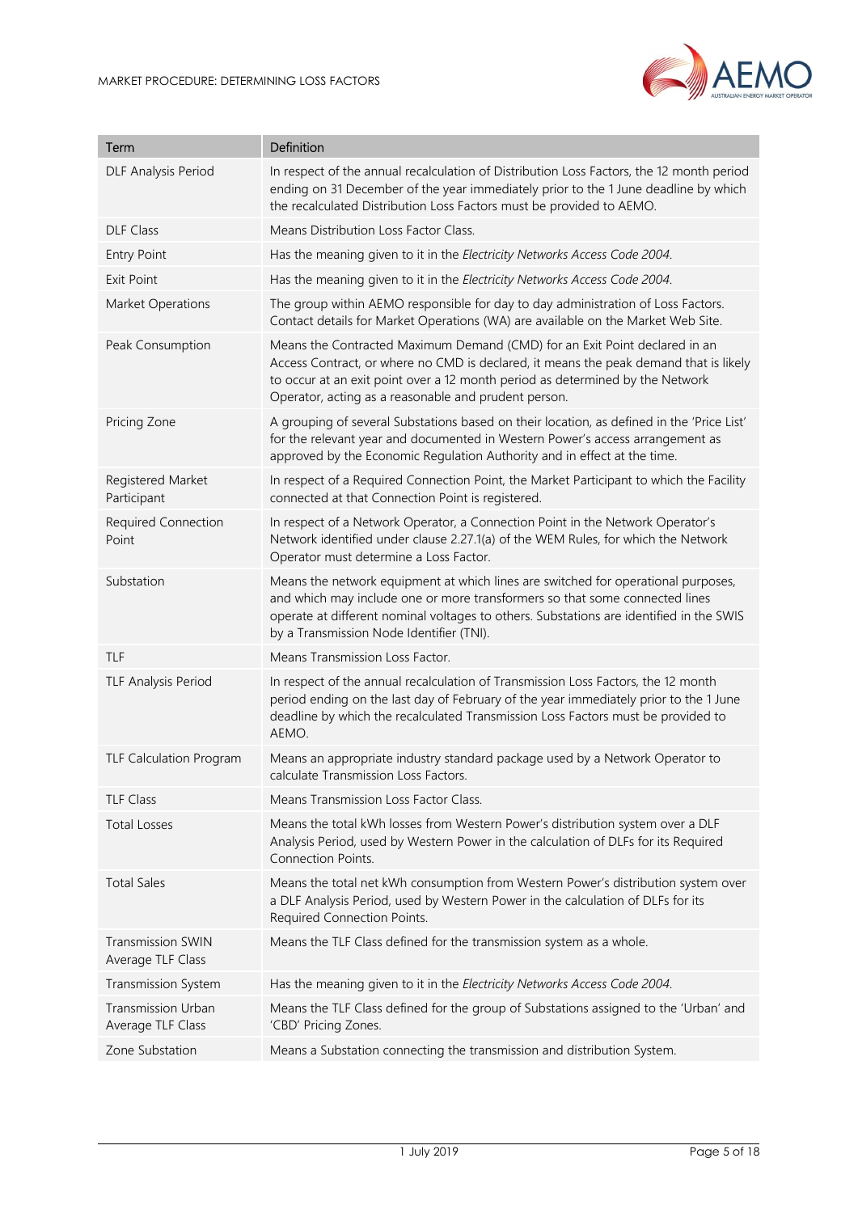| Term | Definition |
|---|---|
| DLF Analysis Period | In respect of the annual recalculation of Distribution Loss Factors, the 12 month period ending on 31 December of the year immediately prior to the 1 June deadline by which the recalculated Distribution Loss Factors must be provided to AEMO. |
| DLF Class | Means Distribution Loss Factor Class. |
| Entry Point | Has the meaning given to it in the *Electricity Networks Access Code 2004*. |
| Exit Point | Has the meaning given to it in the *Electricity Networks Access Code 2004*. |
| Market Operations | The group within AEMO responsible for day to day administration of Loss Factors. Contact details for Market Operations (WA) are available on the Market Web Site. |
| Peak Consumption | Means the Contracted Maximum Demand (CMD) for an Exit Point declared in an Access Contract, or where no CMD is declared, it means the peak demand that is likely to occur at an exit point over a 12 month period as determined by the Network Operator, acting as a reasonable and prudent person. |
| Pricing Zone | A grouping of several Substations based on their location, as defined in the 'Price List' for the relevant year and documented in Western Power's access arrangement as approved by the Economic Regulation Authority and in effect at the time. |
| Registered Market Participant | In respect of a Required Connection Point, the Market Participant to which the Facility connected at that Connection Point is registered. |
| Required Connection Point | In respect of a Network Operator, a Connection Point in the Network Operator's Network identified under clause 2.27.1(a) of the WEM Rules, for which the Network Operator must determine a Loss Factor. |
| Substation | Means the network equipment at which lines are switched for operational purposes, and which may include one or more transformers so that some connected lines operate at different nominal voltages to others. Substations are identified in the SWIS by a Transmission Node Identifier (TNI). |
| TLF | Means Transmission Loss Factor. |
| TLF Analysis Period | In respect of the annual recalculation of Transmission Loss Factors, the 12 month period ending on the last day of February of the year immediately prior to the 1 June deadline by which the recalculated Transmission Loss Factors must be provided to AEMO. |
| TLF Calculation Program | Means an appropriate industry standard package used by a Network Operator to calculate Transmission Loss Factors. |
| TLF Class | Means Transmission Loss Factor Class. |
| Total Losses | Means the total kWh losses from Western Power's distribution system over a DLF Analysis Period, used by Western Power in the calculation of DLFs for its Required Connection Points. |
| Total Sales | Means the total net kWh consumption from Western Power's distribution system over a DLF Analysis Period, used by Western Power in the calculation of DLFs for its Required Connection Points. |
| Transmission SWIN Average TLF Class | Means the TLF Class defined for the transmission system as a whole. |
| Transmission System | Has the meaning given to it in the *Electricity Networks Access Code 2004*. |
| Transmission Urban Average TLF Class | Means the TLF Class defined for the group of Substations assigned to the 'Urban' and 'CBD' Pricing Zones. |
| Zone Substation | Means a Substation connecting the transmission and distribution System. |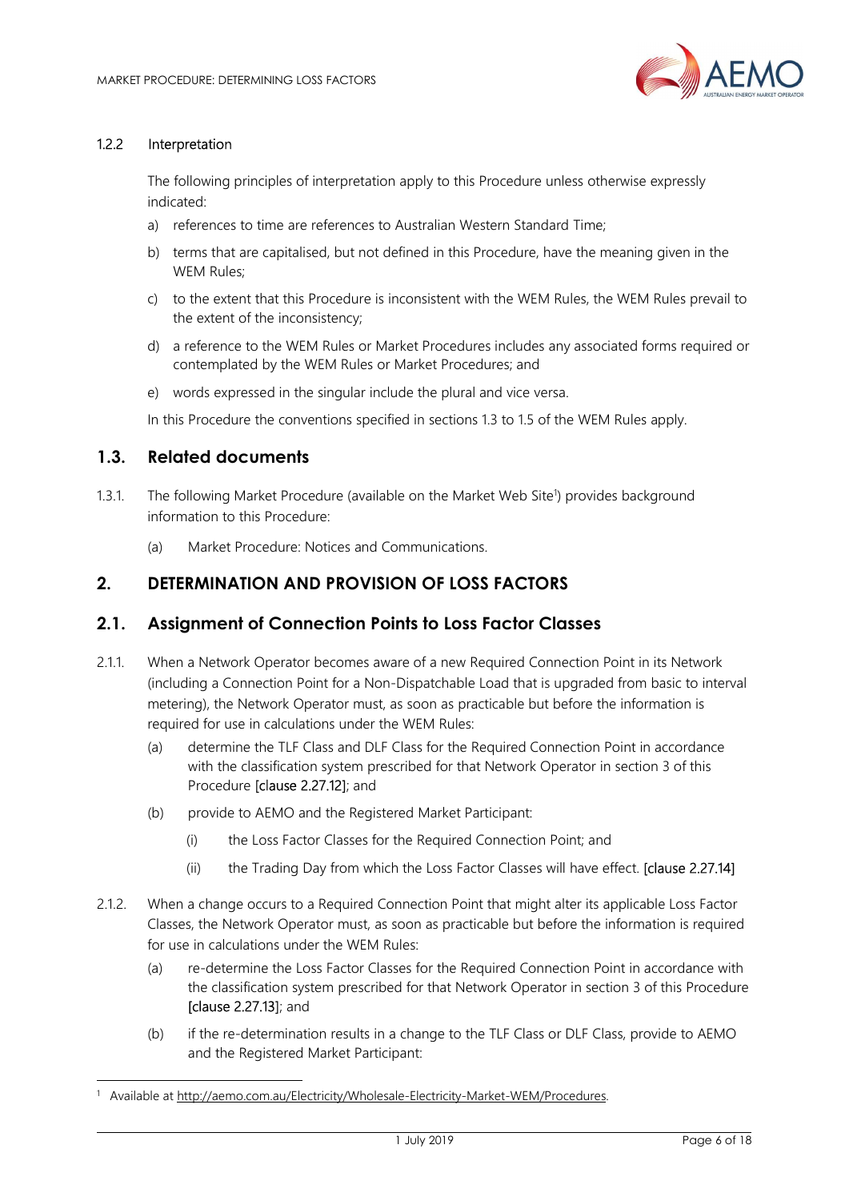#### 1.2.2 Interpretation

The following principles of interpretation apply to this Procedure unless otherwise expressly indicated:

a) references to time are references to Australian Western Standard Time;

b) terms that are capitalised, but not defined in this Procedure, have the meaning given in the WEM Rules;

c) to the extent that this Procedure is inconsistent with the WEM Rules, the WEM Rules prevail to the extent of the inconsistency;

d) a reference to the WEM Rules or Market Procedures includes any associated forms required or contemplated by the WEM Rules or Market Procedures; and

e) words expressed in the singular include the plural and vice versa.

In this Procedure the conventions specified in sections 1.3 to 1.5 of the WEM Rules apply.

## 1.3. Related documents

1.3.1. The following Market Procedure (available on the Market Web Site[1]) provides background information to this Procedure:

(a) Market Procedure: Notices and Communications.

# 2. DETERMINATION AND PROVISION OF LOSS FACTORS

## 2.1. Assignment of Connection Points to Loss Factor Classes

2.1.1. When a Network Operator becomes aware of a new Required Connection Point in its Network (including a Connection Point for a Non-Dispatchable Load that is upgraded from basic to interval metering), the Network Operator must, as soon as practicable but before the information is required for use in calculations under the WEM Rules:

(a) determine the TLF Class and DLF Class for the Required Connection Point in accordance with the classification system prescribed for that Network Operator in section 3 of this Procedure [clause 2.27.12]; and

(b) provide to AEMO and the Registered Market Participant:

(i) the Loss Factor Classes for the Required Connection Point; and

(ii) the Trading Day from which the Loss Factor Classes will have effect. [clause 2.27.14]

2.1.2. When a change occurs to a Required Connection Point that might alter its applicable Loss Factor Classes, the Network Operator must, as soon as practicable but before the information is required for use in calculations under the WEM Rules:

(a) re-determine the Loss Factor Classes for the Required Connection Point in accordance with the classification system prescribed for that Network Operator in section 3 of this Procedure [clause 2.27.13]; and

(b) if the re-determination results in a change to the TLF Class or DLF Class, provide to AEMO and the Registered Market Participant:

---

[1] Available at http://aemo.com.au/Electricity/Wholesale-Electricity-Market-WEM/Procedures.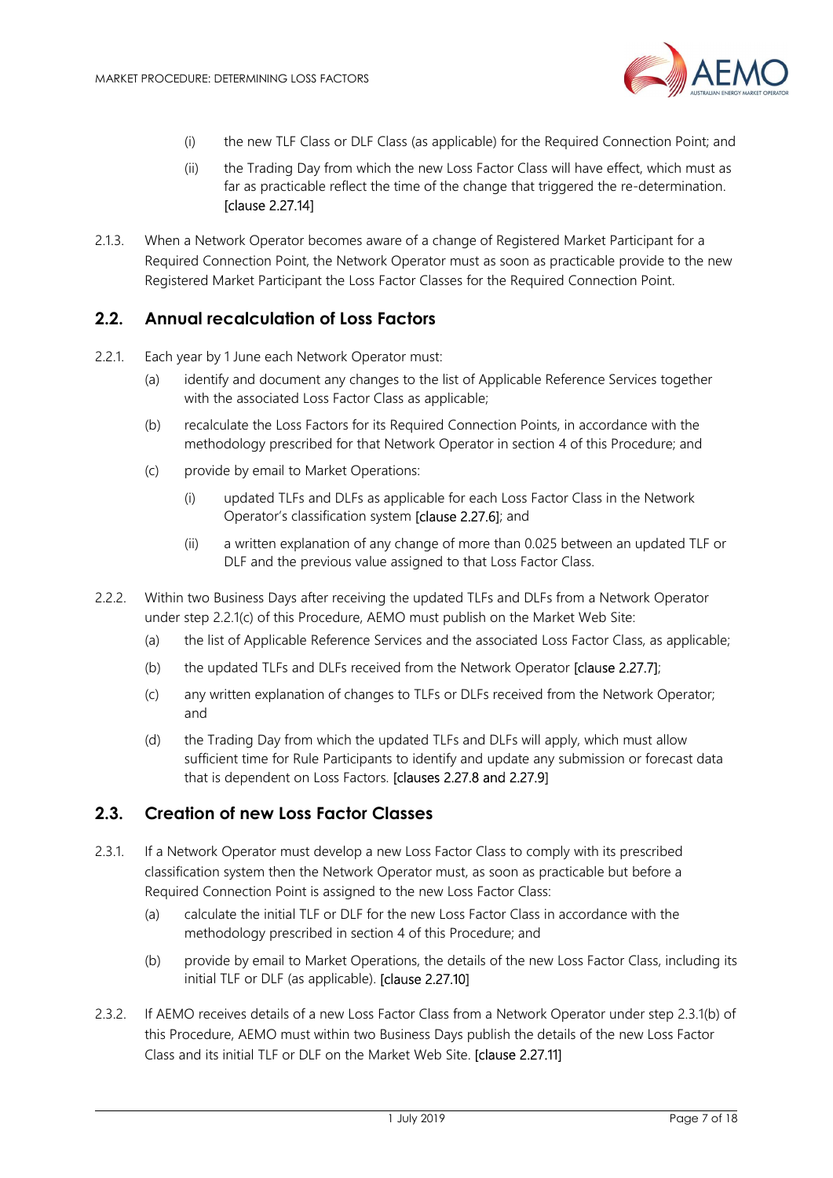(i) the new TLF Class or DLF Class (as applicable) for the Required Connection Point; and

(ii) the Trading Day from which the new Loss Factor Class will have effect, which must as far as practicable reflect the time of the change that triggered the re-determination. [clause 2.27.14]

2.1.3. When a Network Operator becomes aware of a change of Registered Market Participant for a Required Connection Point, the Network Operator must as soon as practicable provide to the new Registered Market Participant the Loss Factor Classes for the Required Connection Point.

## 2.2. Annual recalculation of Loss Factors

2.2.1. Each year by 1 June each Network Operator must:

(a) identify and document any changes to the list of Applicable Reference Services together with the associated Loss Factor Class as applicable;

(b) recalculate the Loss Factors for its Required Connection Points, in accordance with the methodology prescribed for that Network Operator in section 4 of this Procedure; and

(c) provide by email to Market Operations:

(i) updated TLFs and DLFs as applicable for each Loss Factor Class in the Network Operator's classification system [clause 2.27.6]; and

(ii) a written explanation of any change of more than 0.025 between an updated TLF or DLF and the previous value assigned to that Loss Factor Class.

2.2.2. Within two Business Days after receiving the updated TLFs and DLFs from a Network Operator under step 2.2.1(c) of this Procedure, AEMO must publish on the Market Web Site:

(a) the list of Applicable Reference Services and the associated Loss Factor Class, as applicable;

(b) the updated TLFs and DLFs received from the Network Operator [clause 2.27.7];

(c) any written explanation of changes to TLFs or DLFs received from the Network Operator; and

(d) the Trading Day from which the updated TLFs and DLFs will apply, which must allow sufficient time for Rule Participants to identify and update any submission or forecast data that is dependent on Loss Factors. [clauses 2.27.8 and 2.27.9]

## 2.3. Creation of new Loss Factor Classes

2.3.1. If a Network Operator must develop a new Loss Factor Class to comply with its prescribed classification system then the Network Operator must, as soon as practicable but before a Required Connection Point is assigned to the new Loss Factor Class:

(a) calculate the initial TLF or DLF for the new Loss Factor Class in accordance with the methodology prescribed in section 4 of this Procedure; and

(b) provide by email to Market Operations, the details of the new Loss Factor Class, including its initial TLF or DLF (as applicable). [clause 2.27.10]

2.3.2. If AEMO receives details of a new Loss Factor Class from a Network Operator under step 2.3.1(b) of this Procedure, AEMO must within two Business Days publish the details of the new Loss Factor Class and its initial TLF or DLF on the Market Web Site. [clause 2.27.11]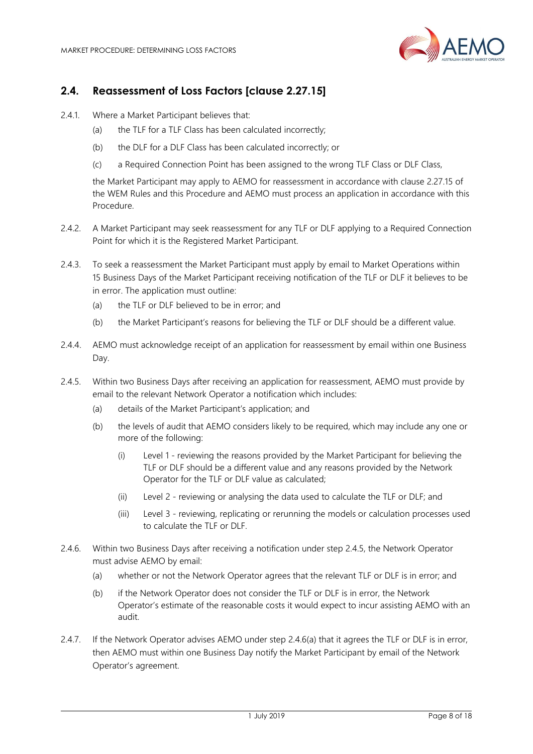## 2.4. Reassessment of Loss Factors [clause 2.27.15]

2.4.1. Where a Market Participant believes that:

(a) the TLF for a TLF Class has been calculated incorrectly;

(b) the DLF for a DLF Class has been calculated incorrectly; or

(c) a Required Connection Point has been assigned to the wrong TLF Class or DLF Class,

the Market Participant may apply to AEMO for reassessment in accordance with clause 2.27.15 of the WEM Rules and this Procedure and AEMO must process an application in accordance with this Procedure.

2.4.2. A Market Participant may seek reassessment for any TLF or DLF applying to a Required Connection Point for which it is the Registered Market Participant.

2.4.3. To seek a reassessment the Market Participant must apply by email to Market Operations within 15 Business Days of the Market Participant receiving notification of the TLF or DLF it believes to be in error. The application must outline:

(a) the TLF or DLF believed to be in error; and

(b) the Market Participant's reasons for believing the TLF or DLF should be a different value.

2.4.4. AEMO must acknowledge receipt of an application for reassessment by email within one Business Day.

2.4.5. Within two Business Days after receiving an application for reassessment, AEMO must provide by email to the relevant Network Operator a notification which includes:

(a) details of the Market Participant's application; and

(b) the levels of audit that AEMO considers likely to be required, which may include any one or more of the following:

(i) Level 1 - reviewing the reasons provided by the Market Participant for believing the TLF or DLF should be a different value and any reasons provided by the Network Operator for the TLF or DLF value as calculated;

(ii) Level 2 - reviewing or analysing the data used to calculate the TLF or DLF; and

(iii) Level 3 - reviewing, replicating or rerunning the models or calculation processes used to calculate the TLF or DLF.

2.4.6. Within two Business Days after receiving a notification under step 2.4.5, the Network Operator must advise AEMO by email:

(a) whether or not the Network Operator agrees that the relevant TLF or DLF is in error; and

(b) if the Network Operator does not consider the TLF or DLF is in error, the Network Operator's estimate of the reasonable costs it would expect to incur assisting AEMO with an audit.

2.4.7. If the Network Operator advises AEMO under step 2.4.6(a) that it agrees the TLF or DLF is in error, then AEMO must within one Business Day notify the Market Participant by email of the Network Operator's agreement.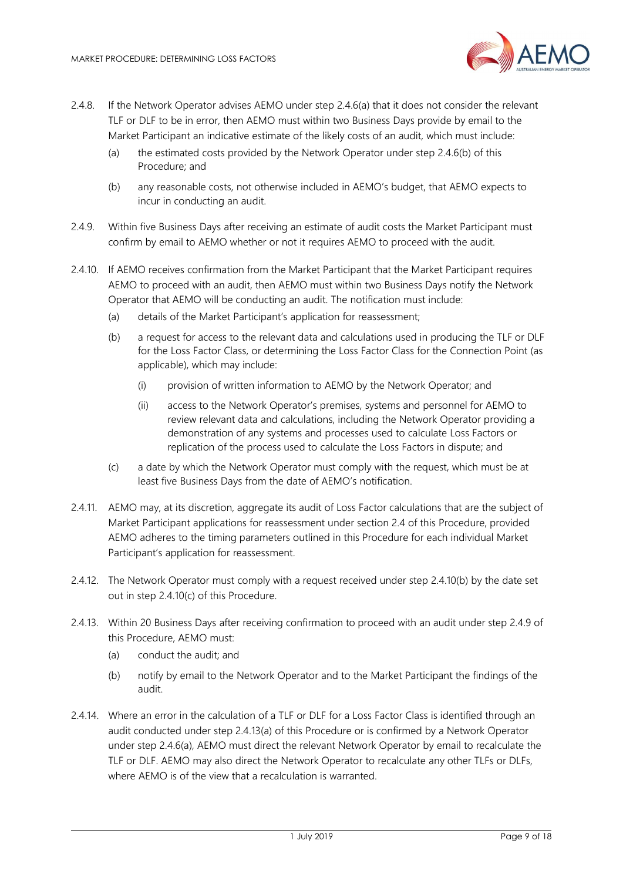2.4.8. If the Network Operator advises AEMO under step 2.4.6(a) that it does not consider the relevant TLF or DLF to be in error, then AEMO must within two Business Days provide by email to the Market Participant an indicative estimate of the likely costs of an audit, which must include:

(a) the estimated costs provided by the Network Operator under step 2.4.6(b) of this Procedure; and

(b) any reasonable costs, not otherwise included in AEMO's budget, that AEMO expects to incur in conducting an audit.

2.4.9. Within five Business Days after receiving an estimate of audit costs the Market Participant must confirm by email to AEMO whether or not it requires AEMO to proceed with the audit.

2.4.10. If AEMO receives confirmation from the Market Participant that the Market Participant requires AEMO to proceed with an audit, then AEMO must within two Business Days notify the Network Operator that AEMO will be conducting an audit. The notification must include:

(a) details of the Market Participant's application for reassessment;

(b) a request for access to the relevant data and calculations used in producing the TLF or DLF for the Loss Factor Class, or determining the Loss Factor Class for the Connection Point (as applicable), which may include:

(i) provision of written information to AEMO by the Network Operator; and

(ii) access to the Network Operator's premises, systems and personnel for AEMO to review relevant data and calculations, including the Network Operator providing a demonstration of any systems and processes used to calculate Loss Factors or replication of the process used to calculate the Loss Factors in dispute; and

(c) a date by which the Network Operator must comply with the request, which must be at least five Business Days from the date of AEMO's notification.

2.4.11. AEMO may, at its discretion, aggregate its audit of Loss Factor calculations that are the subject of Market Participant applications for reassessment under section 2.4 of this Procedure, provided AEMO adheres to the timing parameters outlined in this Procedure for each individual Market Participant's application for reassessment.

2.4.12. The Network Operator must comply with a request received under step 2.4.10(b) by the date set out in step 2.4.10(c) of this Procedure.

2.4.13. Within 20 Business Days after receiving confirmation to proceed with an audit under step 2.4.9 of this Procedure, AEMO must:

(a) conduct the audit; and

(b) notify by email to the Network Operator and to the Market Participant the findings of the audit.

2.4.14. Where an error in the calculation of a TLF or DLF for a Loss Factor Class is identified through an audit conducted under step 2.4.13(a) of this Procedure or is confirmed by a Network Operator under step 2.4.6(a), AEMO must direct the relevant Network Operator by email to recalculate the TLF or DLF. AEMO may also direct the Network Operator to recalculate any other TLFs or DLFs, where AEMO is of the view that a recalculation is warranted.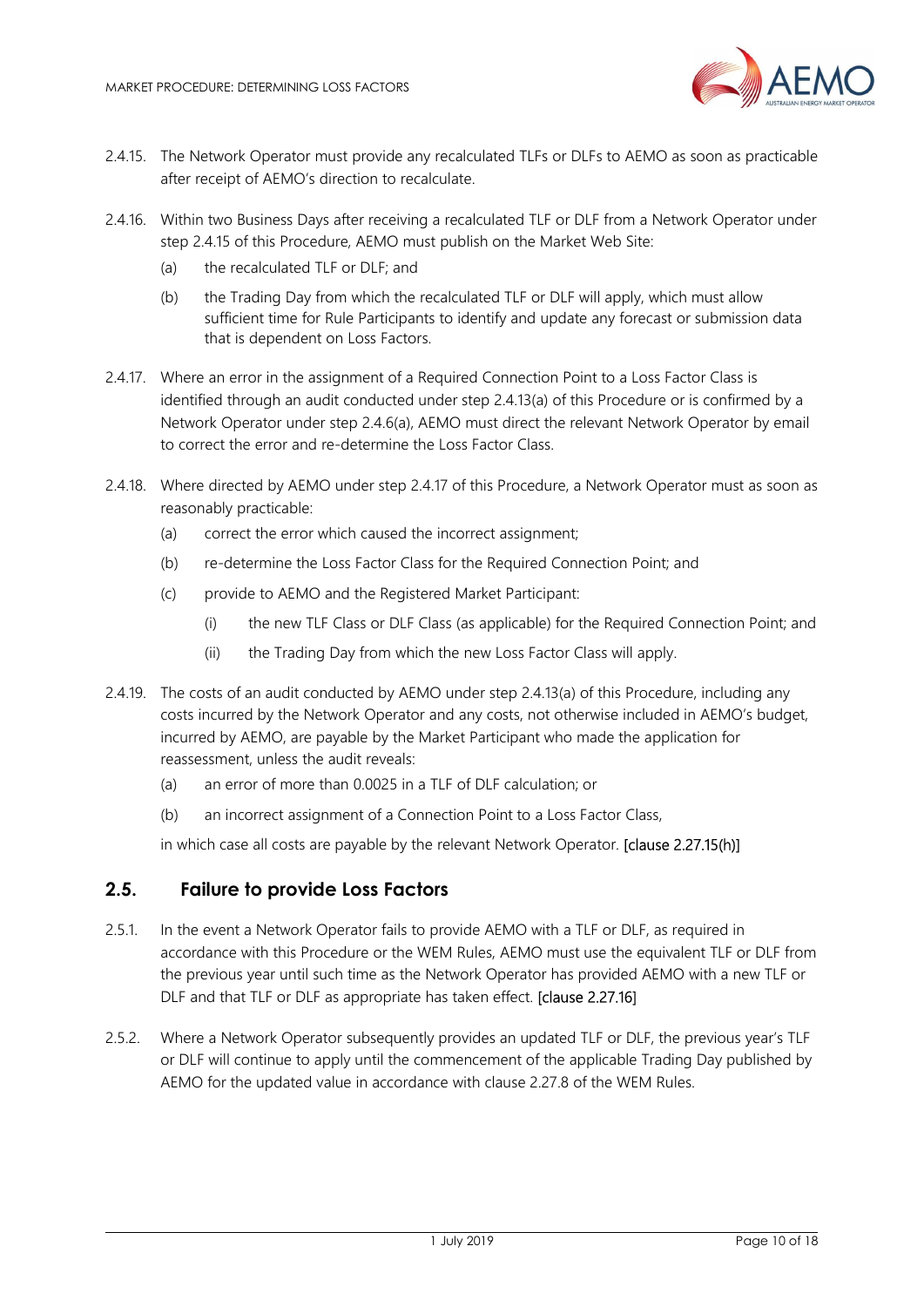2.4.15. The Network Operator must provide any recalculated TLFs or DLFs to AEMO as soon as practicable after receipt of AEMO's direction to recalculate.

2.4.16. Within two Business Days after receiving a recalculated TLF or DLF from a Network Operator under step 2.4.15 of this Procedure, AEMO must publish on the Market Web Site:

(a) the recalculated TLF or DLF; and

(b) the Trading Day from which the recalculated TLF or DLF will apply, which must allow sufficient time for Rule Participants to identify and update any forecast or submission data that is dependent on Loss Factors.

2.4.17. Where an error in the assignment of a Required Connection Point to a Loss Factor Class is identified through an audit conducted under step 2.4.13(a) of this Procedure or is confirmed by a Network Operator under step 2.4.6(a), AEMO must direct the relevant Network Operator by email to correct the error and re-determine the Loss Factor Class.

2.4.18. Where directed by AEMO under step 2.4.17 of this Procedure, a Network Operator must as soon as reasonably practicable:

(a) correct the error which caused the incorrect assignment;

(b) re-determine the Loss Factor Class for the Required Connection Point; and

(c) provide to AEMO and the Registered Market Participant:

(i) the new TLF Class or DLF Class (as applicable) for the Required Connection Point; and

(ii) the Trading Day from which the new Loss Factor Class will apply.

2.4.19. The costs of an audit conducted by AEMO under step 2.4.13(a) of this Procedure, including any costs incurred by the Network Operator and any costs, not otherwise included in AEMO's budget, incurred by AEMO, are payable by the Market Participant who made the application for reassessment, unless the audit reveals:

(a) an error of more than 0.0025 in a TLF of DLF calculation; or

(b) an incorrect assignment of a Connection Point to a Loss Factor Class,

in which case all costs are payable by the relevant Network Operator. [clause 2.27.15(h)]

## 2.5. Failure to provide Loss Factors

2.5.1. In the event a Network Operator fails to provide AEMO with a TLF or DLF, as required in accordance with this Procedure or the WEM Rules, AEMO must use the equivalent TLF or DLF from the previous year until such time as the Network Operator has provided AEMO with a new TLF or DLF and that TLF or DLF as appropriate has taken effect. [clause 2.27.16]

2.5.2. Where a Network Operator subsequently provides an updated TLF or DLF, the previous year's TLF or DLF will continue to apply until the commencement of the applicable Trading Day published by AEMO for the updated value in accordance with clause 2.27.8 of the WEM Rules.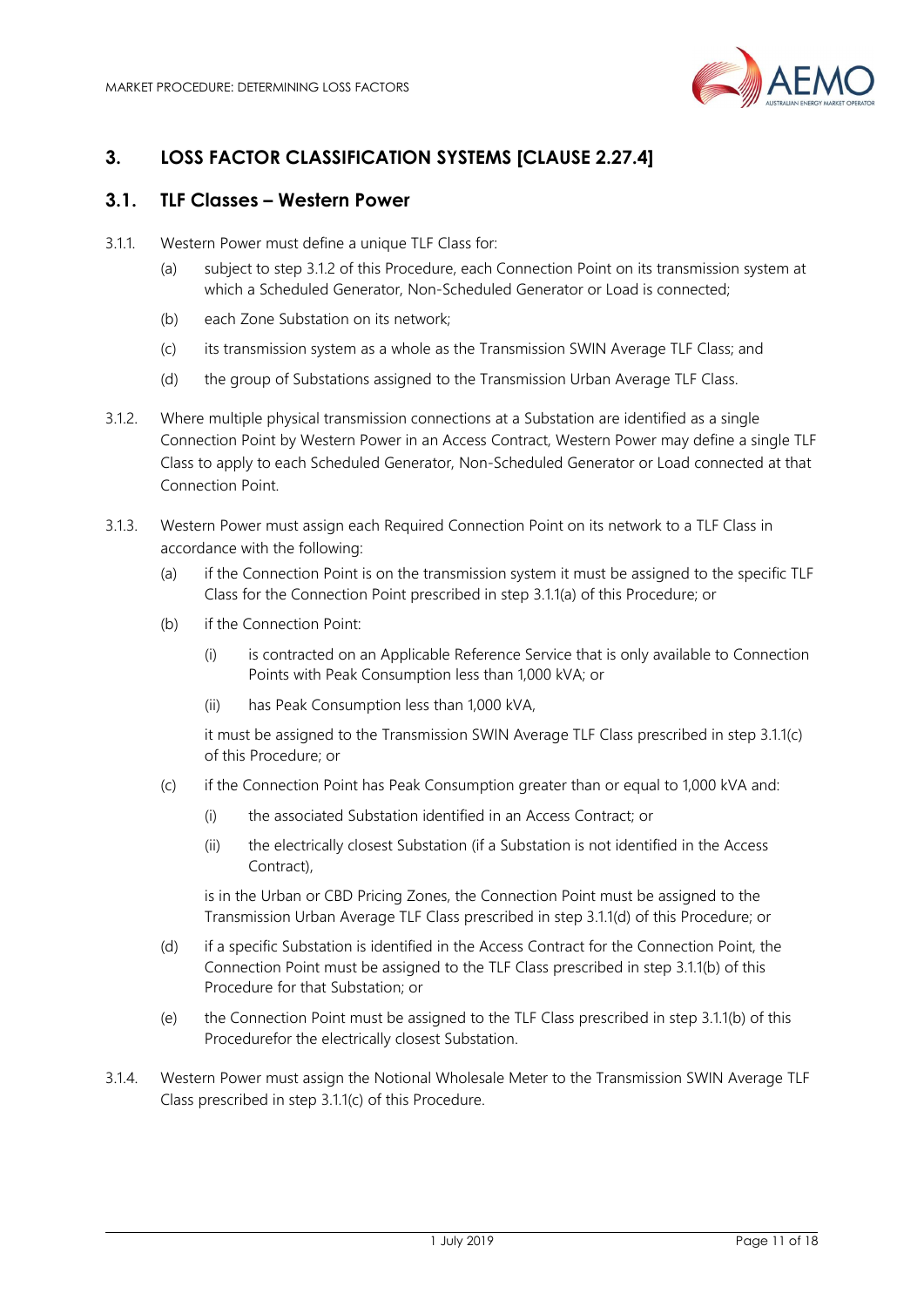## 3. LOSS FACTOR CLASSIFICATION SYSTEMS [CLAUSE 2.27.4]

### 3.1. TLF Classes – Western Power

3.1.1. Western Power must define a unique TLF Class for:

(a) subject to step 3.1.2 of this Procedure, each Connection Point on its transmission system at which a Scheduled Generator, Non-Scheduled Generator or Load is connected;

(b) each Zone Substation on its network;

(c) its transmission system as a whole as the Transmission SWIN Average TLF Class; and

(d) the group of Substations assigned to the Transmission Urban Average TLF Class.

3.1.2. Where multiple physical transmission connections at a Substation are identified as a single Connection Point by Western Power in an Access Contract, Western Power may define a single TLF Class to apply to each Scheduled Generator, Non-Scheduled Generator or Load connected at that Connection Point.

3.1.3. Western Power must assign each Required Connection Point on its network to a TLF Class in accordance with the following:

(a) if the Connection Point is on the transmission system it must be assigned to the specific TLF Class for the Connection Point prescribed in step 3.1.1(a) of this Procedure; or

(b) if the Connection Point:

(i) is contracted on an Applicable Reference Service that is only available to Connection Points with Peak Consumption less than 1,000 kVA; or

(ii) has Peak Consumption less than 1,000 kVA,

it must be assigned to the Transmission SWIN Average TLF Class prescribed in step 3.1.1(c) of this Procedure; or

(c) if the Connection Point has Peak Consumption greater than or equal to 1,000 kVA and:

(i) the associated Substation identified in an Access Contract; or

(ii) the electrically closest Substation (if a Substation is not identified in the Access Contract),

is in the Urban or CBD Pricing Zones, the Connection Point must be assigned to the Transmission Urban Average TLF Class prescribed in step 3.1.1(d) of this Procedure; or

(d) if a specific Substation is identified in the Access Contract for the Connection Point, the Connection Point must be assigned to the TLF Class prescribed in step 3.1.1(b) of this Procedure for that Substation; or

(e) the Connection Point must be assigned to the TLF Class prescribed in step 3.1.1(b) of this Procedurefor the electrically closest Substation.

3.1.4. Western Power must assign the Notional Wholesale Meter to the Transmission SWIN Average TLF Class prescribed in step 3.1.1(c) of this Procedure.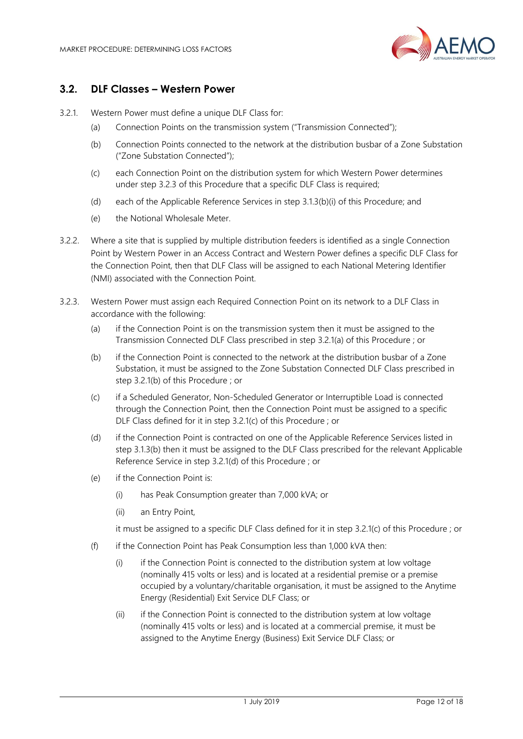## 3.2. DLF Classes – Western Power

3.2.1. Western Power must define a unique DLF Class for:

(a) Connection Points on the transmission system ("Transmission Connected");

(b) Connection Points connected to the network at the distribution busbar of a Zone Substation ("Zone Substation Connected");

(c) each Connection Point on the distribution system for which Western Power determines under step 3.2.3 of this Procedure that a specific DLF Class is required;

(d) each of the Applicable Reference Services in step 3.1.3(b)(i) of this Procedure; and

(e) the Notional Wholesale Meter.

3.2.2. Where a site that is supplied by multiple distribution feeders is identified as a single Connection Point by Western Power in an Access Contract and Western Power defines a specific DLF Class for the Connection Point, then that DLF Class will be assigned to each National Metering Identifier (NMI) associated with the Connection Point.

3.2.3. Western Power must assign each Required Connection Point on its network to a DLF Class in accordance with the following:

(a) if the Connection Point is on the transmission system then it must be assigned to the Transmission Connected DLF Class prescribed in step 3.2.1(a) of this Procedure ; or

(b) if the Connection Point is connected to the network at the distribution busbar of a Zone Substation, it must be assigned to the Zone Substation Connected DLF Class prescribed in step 3.2.1(b) of this Procedure ; or

(c) if a Scheduled Generator, Non-Scheduled Generator or Interruptible Load is connected through the Connection Point, then the Connection Point must be assigned to a specific DLF Class defined for it in step 3.2.1(c) of this Procedure ; or

(d) if the Connection Point is contracted on one of the Applicable Reference Services listed in step 3.1.3(b) then it must be assigned to the DLF Class prescribed for the relevant Applicable Reference Service in step 3.2.1(d) of this Procedure ; or

(e) if the Connection Point is:

(i) has Peak Consumption greater than 7,000 kVA; or

(ii) an Entry Point,

it must be assigned to a specific DLF Class defined for it in step 3.2.1(c) of this Procedure ; or

(f) if the Connection Point has Peak Consumption less than 1,000 kVA then:

(i) if the Connection Point is connected to the distribution system at low voltage (nominally 415 volts or less) and is located at a residential premise or a premise occupied by a voluntary/charitable organisation, it must be assigned to the Anytime Energy (Residential) Exit Service DLF Class; or

(ii) if the Connection Point is connected to the distribution system at low voltage (nominally 415 volts or less) and is located at a commercial premise, it must be assigned to the Anytime Energy (Business) Exit Service DLF Class; or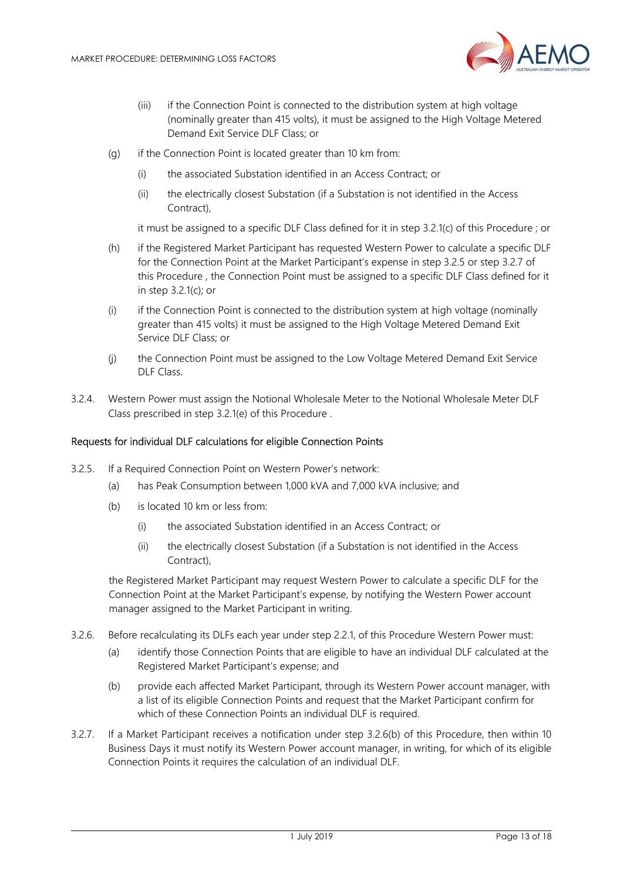(iii) if the Connection Point is connected to the distribution system at high voltage (nominally greater than 415 volts), it must be assigned to the High Voltage Metered Demand Exit Service DLF Class; or

(g) if the Connection Point is located greater than 10 km from:

(i) the associated Substation identified in an Access Contract; or

(ii) the electrically closest Substation (if a Substation is not identified in the Access Contract),

it must be assigned to a specific DLF Class defined for it in step 3.2.1(c) of this Procedure ; or

(h) if the Registered Market Participant has requested Western Power to calculate a specific DLF for the Connection Point at the Market Participant's expense in step 3.2.5 or step 3.2.7 of this Procedure , the Connection Point must be assigned to a specific DLF Class defined for it in step 3.2.1(c); or

(i) if the Connection Point is connected to the distribution system at high voltage (nominally greater than 415 volts) it must be assigned to the High Voltage Metered Demand Exit Service DLF Class; or

(j) the Connection Point must be assigned to the Low Voltage Metered Demand Exit Service DLF Class.

3.2.4. Western Power must assign the Notional Wholesale Meter to the Notional Wholesale Meter DLF Class prescribed in step 3.2.1(e) of this Procedure .

### Requests for individual DLF calculations for eligible Connection Points

3.2.5. If a Required Connection Point on Western Power's network:

(a) has Peak Consumption between 1,000 kVA and 7,000 kVA inclusive; and

(b) is located 10 km or less from:

(i) the associated Substation identified in an Access Contract; or

(ii) the electrically closest Substation (if a Substation is not identified in the Access Contract),

the Registered Market Participant may request Western Power to calculate a specific DLF for the Connection Point at the Market Participant's expense, by notifying the Western Power account manager assigned to the Market Participant in writing.

3.2.6. Before recalculating its DLFs each year under step 2.2.1, of this Procedure Western Power must:

(a) identify those Connection Points that are eligible to have an individual DLF calculated at the Registered Market Participant's expense; and

(b) provide each affected Market Participant, through its Western Power account manager, with a list of its eligible Connection Points and request that the Market Participant confirm for which of these Connection Points an individual DLF is required.

3.2.7. If a Market Participant receives a notification under step 3.2.6(b) of this Procedure, then within 10 Business Days it must notify its Western Power account manager, in writing, for which of its eligible Connection Points it requires the calculation of an individual DLF.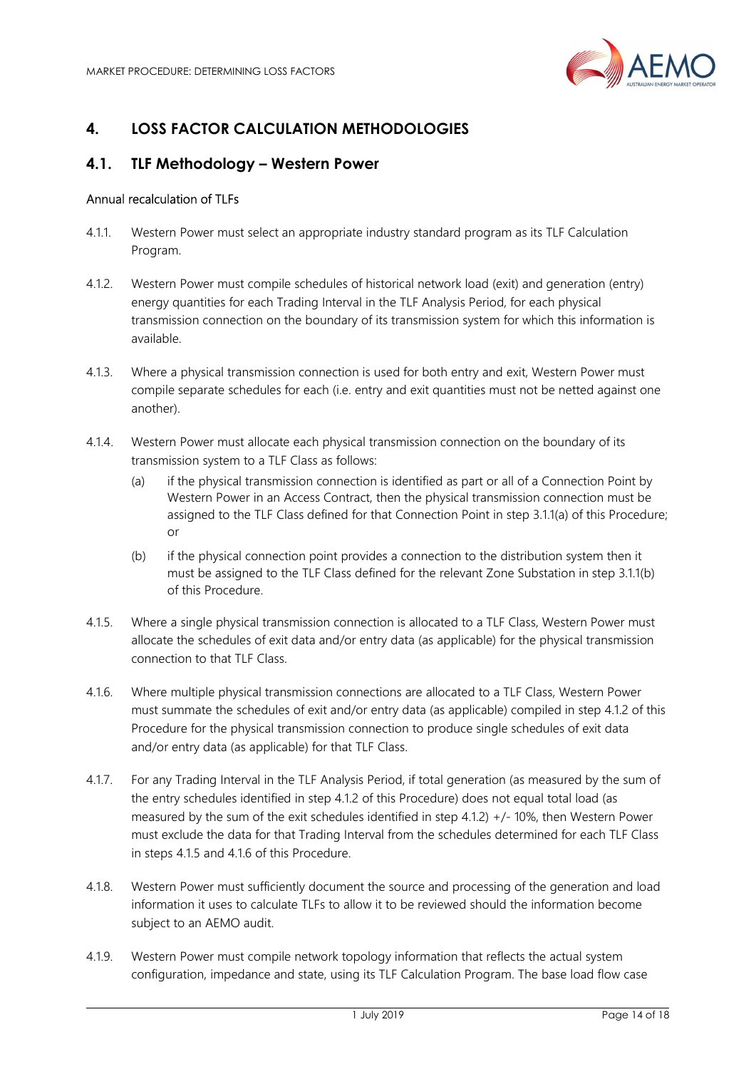## 4. LOSS FACTOR CALCULATION METHODOLOGIES

### 4.1. TLF Methodology – Western Power

Annual recalculation of TLFs

4.1.1. Western Power must select an appropriate industry standard program as its TLF Calculation Program.

4.1.2. Western Power must compile schedules of historical network load (exit) and generation (entry) energy quantities for each Trading Interval in the TLF Analysis Period, for each physical transmission connection on the boundary of its transmission system for which this information is available.

4.1.3. Where a physical transmission connection is used for both entry and exit, Western Power must compile separate schedules for each (i.e. entry and exit quantities must not be netted against one another).

4.1.4. Western Power must allocate each physical transmission connection on the boundary of its transmission system to a TLF Class as follows:

(a) if the physical transmission connection is identified as part or all of a Connection Point by Western Power in an Access Contract, then the physical transmission connection must be assigned to the TLF Class defined for that Connection Point in step 3.1.1(a) of this Procedure; or

(b) if the physical connection point provides a connection to the distribution system then it must be assigned to the TLF Class defined for the relevant Zone Substation in step 3.1.1(b) of this Procedure.

4.1.5. Where a single physical transmission connection is allocated to a TLF Class, Western Power must allocate the schedules of exit data and/or entry data (as applicable) for the physical transmission connection to that TLF Class.

4.1.6. Where multiple physical transmission connections are allocated to a TLF Class, Western Power must summate the schedules of exit and/or entry data (as applicable) compiled in step 4.1.2 of this Procedure for the physical transmission connection to produce single schedules of exit data and/or entry data (as applicable) for that TLF Class.

4.1.7. For any Trading Interval in the TLF Analysis Period, if total generation (as measured by the sum of the entry schedules identified in step 4.1.2 of this Procedure) does not equal total load (as measured by the sum of the exit schedules identified in step 4.1.2) +/- 10%, then Western Power must exclude the data for that Trading Interval from the schedules determined for each TLF Class in steps 4.1.5 and 4.1.6 of this Procedure.

4.1.8. Western Power must sufficiently document the source and processing of the generation and load information it uses to calculate TLFs to allow it to be reviewed should the information become subject to an AEMO audit.

4.1.9. Western Power must compile network topology information that reflects the actual system configuration, impedance and state, using its TLF Calculation Program. The base load flow case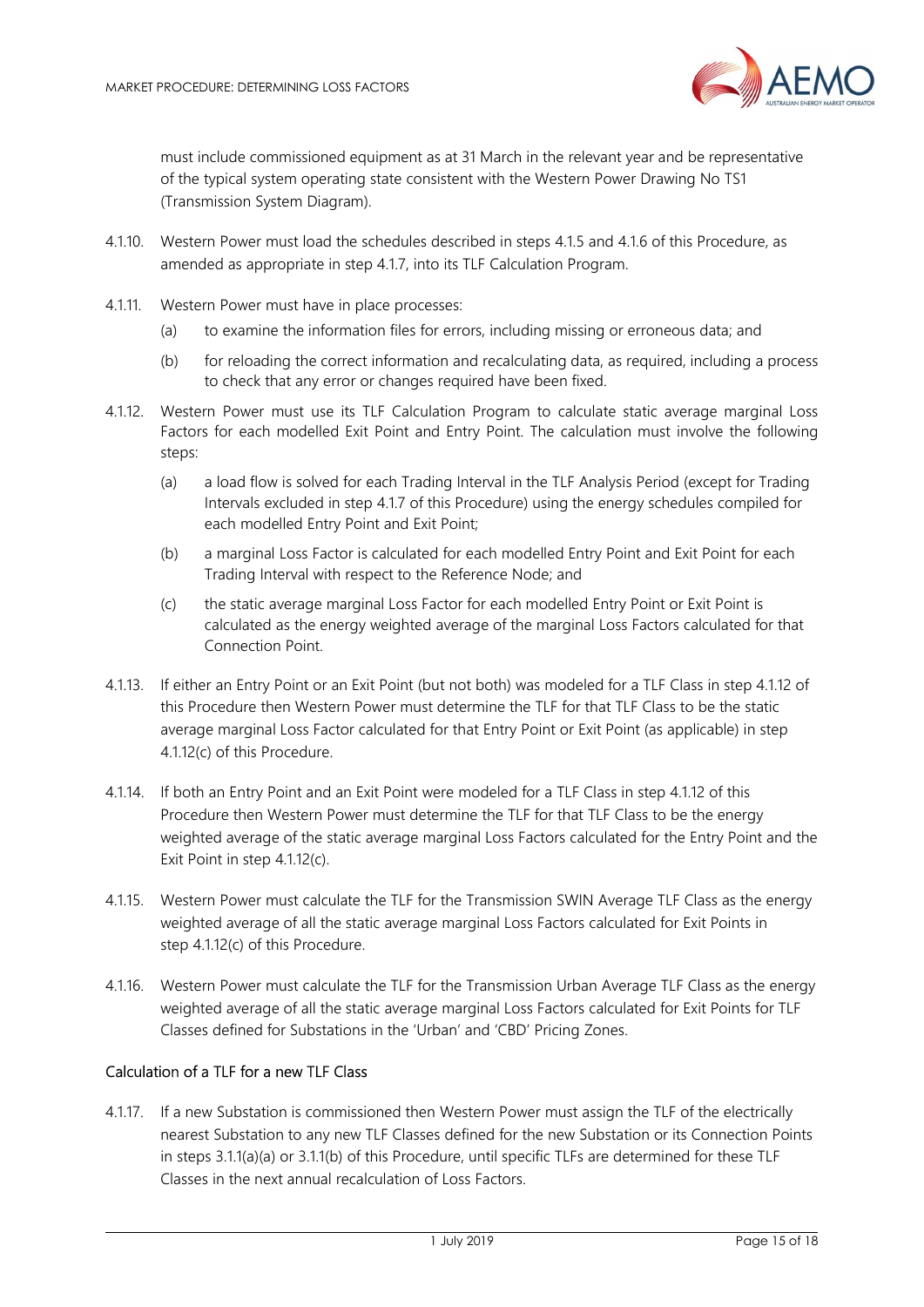must include commissioned equipment as at 31 March in the relevant year and be representative of the typical system operating state consistent with the Western Power Drawing No TS1 (Transmission System Diagram).

4.1.10. Western Power must load the schedules described in steps 4.1.5 and 4.1.6 of this Procedure, as amended as appropriate in step 4.1.7, into its TLF Calculation Program.

4.1.11. Western Power must have in place processes:

(a) to examine the information files for errors, including missing or erroneous data; and

(b) for reloading the correct information and recalculating data, as required, including a process to check that any error or changes required have been fixed.

4.1.12. Western Power must use its TLF Calculation Program to calculate static average marginal Loss Factors for each modelled Exit Point and Entry Point. The calculation must involve the following steps:

(a) a load flow is solved for each Trading Interval in the TLF Analysis Period (except for Trading Intervals excluded in step 4.1.7 of this Procedure) using the energy schedules compiled for each modelled Entry Point and Exit Point;

(b) a marginal Loss Factor is calculated for each modelled Entry Point and Exit Point for each Trading Interval with respect to the Reference Node; and

(c) the static average marginal Loss Factor for each modelled Entry Point or Exit Point is calculated as the energy weighted average of the marginal Loss Factors calculated for that Connection Point.

4.1.13. If either an Entry Point or an Exit Point (but not both) was modeled for a TLF Class in step 4.1.12 of this Procedure then Western Power must determine the TLF for that TLF Class to be the static average marginal Loss Factor calculated for that Entry Point or Exit Point (as applicable) in step 4.1.12(c) of this Procedure.

4.1.14. If both an Entry Point and an Exit Point were modeled for a TLF Class in step 4.1.12 of this Procedure then Western Power must determine the TLF for that TLF Class to be the energy weighted average of the static average marginal Loss Factors calculated for the Entry Point and the Exit Point in step 4.1.12(c).

4.1.15. Western Power must calculate the TLF for the Transmission SWIN Average TLF Class as the energy weighted average of all the static average marginal Loss Factors calculated for Exit Points in step 4.1.12(c) of this Procedure.

4.1.16. Western Power must calculate the TLF for the Transmission Urban Average TLF Class as the energy weighted average of all the static average marginal Loss Factors calculated for Exit Points for TLF Classes defined for Substations in the 'Urban' and 'CBD' Pricing Zones.

### Calculation of a TLF for a new TLF Class

4.1.17. If a new Substation is commissioned then Western Power must assign the TLF of the electrically nearest Substation to any new TLF Classes defined for the new Substation or its Connection Points in steps 3.1.1(a)(a) or 3.1.1(b) of this Procedure, until specific TLFs are determined for these TLF Classes in the next annual recalculation of Loss Factors.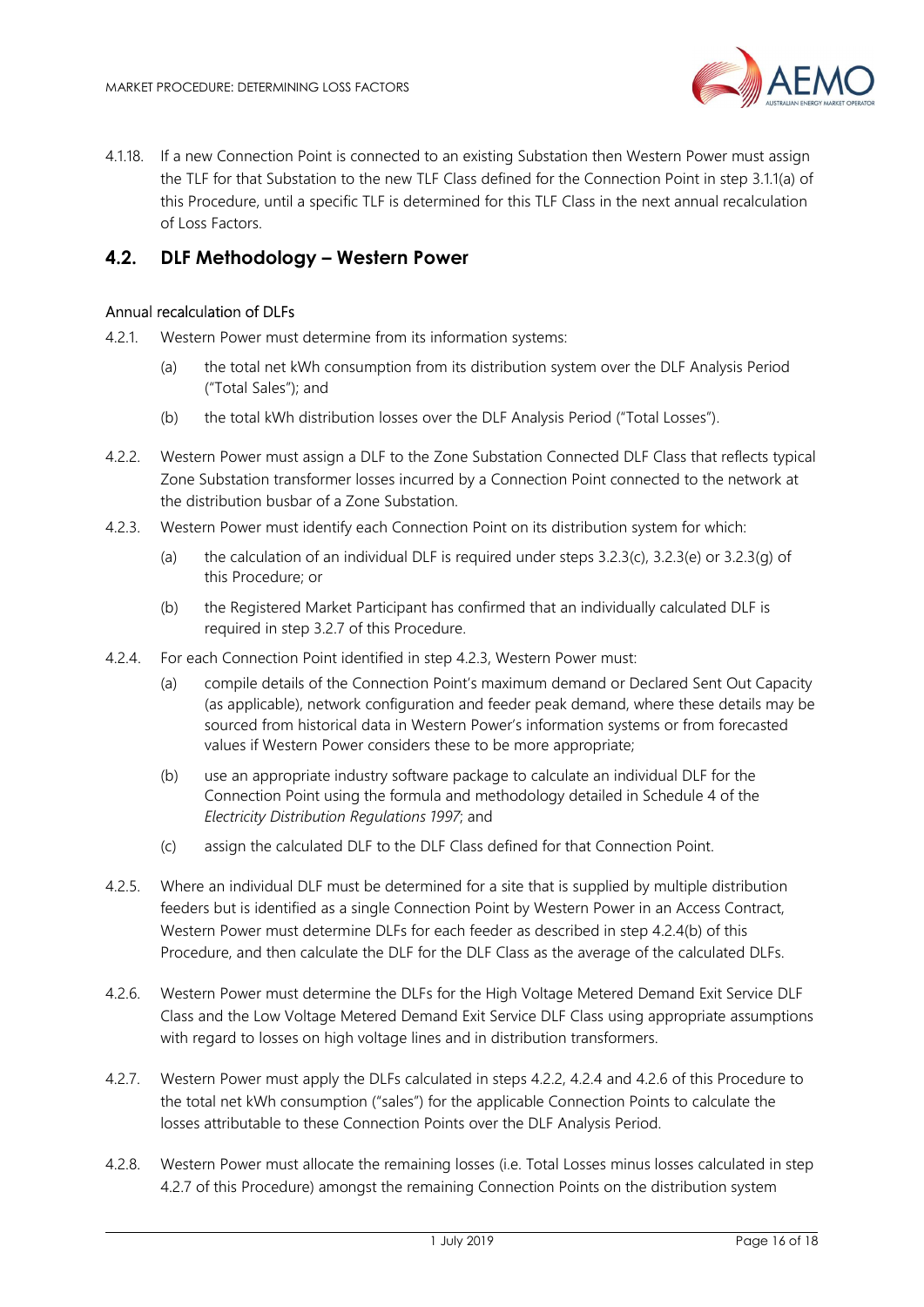4.1.18. If a new Connection Point is connected to an existing Substation then Western Power must assign the TLF for that Substation to the new TLF Class defined for the Connection Point in step 3.1.1(a) of this Procedure, until a specific TLF is determined for this TLF Class in the next annual recalculation of Loss Factors.

## 4.2. DLF Methodology – Western Power

### Annual recalculation of DLFs

4.2.1. Western Power must determine from its information systems:

(a) the total net kWh consumption from its distribution system over the DLF Analysis Period ("Total Sales"); and

(b) the total kWh distribution losses over the DLF Analysis Period ("Total Losses").

4.2.2. Western Power must assign a DLF to the Zone Substation Connected DLF Class that reflects typical Zone Substation transformer losses incurred by a Connection Point connected to the network at the distribution busbar of a Zone Substation.

4.2.3. Western Power must identify each Connection Point on its distribution system for which:

(a) the calculation of an individual DLF is required under steps 3.2.3(c), 3.2.3(e) or 3.2.3(g) of this Procedure; or

(b) the Registered Market Participant has confirmed that an individually calculated DLF is required in step 3.2.7 of this Procedure.

4.2.4. For each Connection Point identified in step 4.2.3, Western Power must:

(a) compile details of the Connection Point's maximum demand or Declared Sent Out Capacity (as applicable), network configuration and feeder peak demand, where these details may be sourced from historical data in Western Power's information systems or from forecasted values if Western Power considers these to be more appropriate;

(b) use an appropriate industry software package to calculate an individual DLF for the Connection Point using the formula and methodology detailed in Schedule 4 of the *Electricity Distribution Regulations 1997*; and

(c) assign the calculated DLF to the DLF Class defined for that Connection Point.

4.2.5. Where an individual DLF must be determined for a site that is supplied by multiple distribution feeders but is identified as a single Connection Point by Western Power in an Access Contract, Western Power must determine DLFs for each feeder as described in step 4.2.4(b) of this Procedure, and then calculate the DLF for the DLF Class as the average of the calculated DLFs.

4.2.6. Western Power must determine the DLFs for the High Voltage Metered Demand Exit Service DLF Class and the Low Voltage Metered Demand Exit Service DLF Class using appropriate assumptions with regard to losses on high voltage lines and in distribution transformers.

4.2.7. Western Power must apply the DLFs calculated in steps 4.2.2, 4.2.4 and 4.2.6 of this Procedure to the total net kWh consumption ("sales") for the applicable Connection Points to calculate the losses attributable to these Connection Points over the DLF Analysis Period.

4.2.8. Western Power must allocate the remaining losses (i.e. Total Losses minus losses calculated in step 4.2.7 of this Procedure) amongst the remaining Connection Points on the distribution system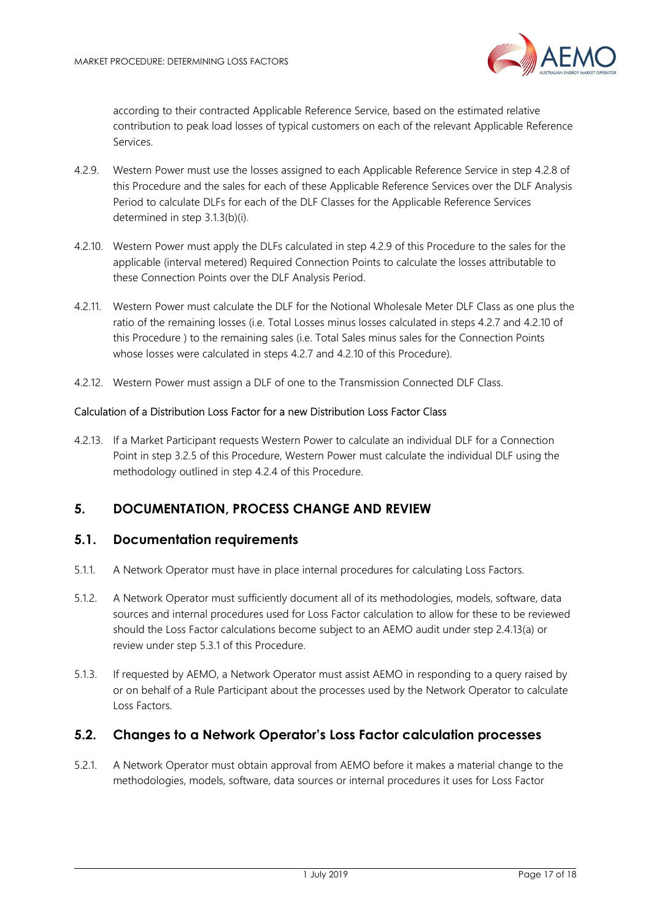according to their contracted Applicable Reference Service, based on the estimated relative contribution to peak load losses of typical customers on each of the relevant Applicable Reference Services.

4.2.9. Western Power must use the losses assigned to each Applicable Reference Service in step 4.2.8 of this Procedure and the sales for each of these Applicable Reference Services over the DLF Analysis Period to calculate DLFs for each of the DLF Classes for the Applicable Reference Services determined in step 3.1.3(b)(i).

4.2.10. Western Power must apply the DLFs calculated in step 4.2.9 of this Procedure to the sales for the applicable (interval metered) Required Connection Points to calculate the losses attributable to these Connection Points over the DLF Analysis Period.

4.2.11. Western Power must calculate the DLF for the Notional Wholesale Meter DLF Class as one plus the ratio of the remaining losses (i.e. Total Losses minus losses calculated in steps 4.2.7 and 4.2.10 of this Procedure ) to the remaining sales (i.e. Total Sales minus sales for the Connection Points whose losses were calculated in steps 4.2.7 and 4.2.10 of this Procedure).

4.2.12. Western Power must assign a DLF of one to the Transmission Connected DLF Class.

Calculation of a Distribution Loss Factor for a new Distribution Loss Factor Class

4.2.13. If a Market Participant requests Western Power to calculate an individual DLF for a Connection Point in step 3.2.5 of this Procedure, Western Power must calculate the individual DLF using the methodology outlined in step 4.2.4 of this Procedure.

# 5. DOCUMENTATION, PROCESS CHANGE AND REVIEW

## 5.1. Documentation requirements

5.1.1. A Network Operator must have in place internal procedures for calculating Loss Factors.

5.1.2. A Network Operator must sufficiently document all of its methodologies, models, software, data sources and internal procedures used for Loss Factor calculation to allow for these to be reviewed should the Loss Factor calculations become subject to an AEMO audit under step 2.4.13(a) or review under step 5.3.1 of this Procedure.

5.1.3. If requested by AEMO, a Network Operator must assist AEMO in responding to a query raised by or on behalf of a Rule Participant about the processes used by the Network Operator to calculate Loss Factors.

## 5.2. Changes to a Network Operator's Loss Factor calculation processes

5.2.1. A Network Operator must obtain approval from AEMO before it makes a material change to the methodologies, models, software, data sources or internal procedures it uses for Loss Factor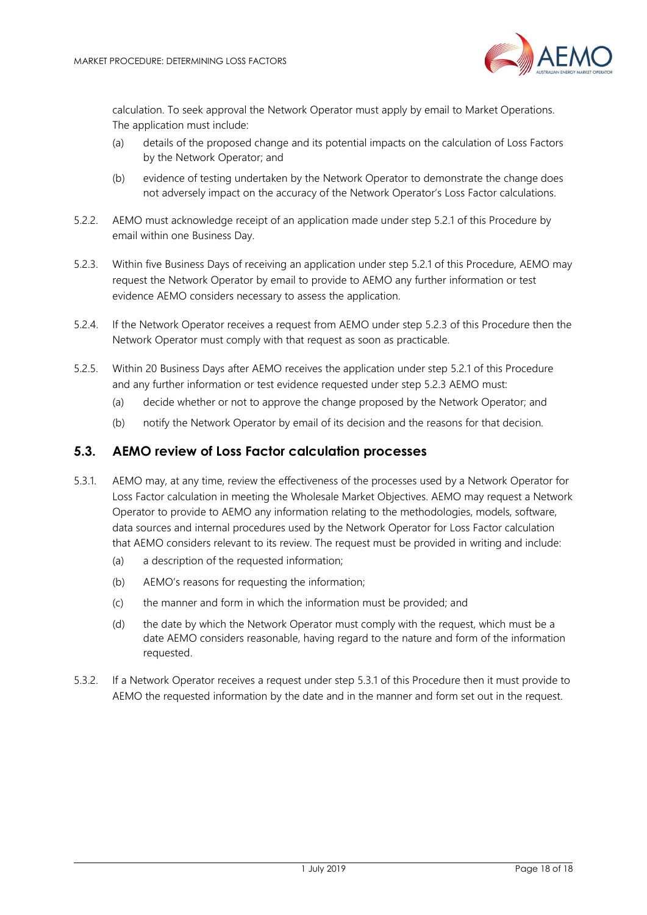calculation. To seek approval the Network Operator must apply by email to Market Operations. The application must include:

(a) details of the proposed change and its potential impacts on the calculation of Loss Factors by the Network Operator; and

(b) evidence of testing undertaken by the Network Operator to demonstrate the change does not adversely impact on the accuracy of the Network Operator's Loss Factor calculations.

5.2.2. AEMO must acknowledge receipt of an application made under step 5.2.1 of this Procedure by email within one Business Day.

5.2.3. Within five Business Days of receiving an application under step 5.2.1 of this Procedure, AEMO may request the Network Operator by email to provide to AEMO any further information or test evidence AEMO considers necessary to assess the application.

5.2.4. If the Network Operator receives a request from AEMO under step 5.2.3 of this Procedure then the Network Operator must comply with that request as soon as practicable.

5.2.5. Within 20 Business Days after AEMO receives the application under step 5.2.1 of this Procedure and any further information or test evidence requested under step 5.2.3 AEMO must:

(a) decide whether or not to approve the change proposed by the Network Operator; and

(b) notify the Network Operator by email of its decision and the reasons for that decision.

## 5.3. AEMO review of Loss Factor calculation processes

5.3.1. AEMO may, at any time, review the effectiveness of the processes used by a Network Operator for Loss Factor calculation in meeting the Wholesale Market Objectives. AEMO may request a Network Operator to provide to AEMO any information relating to the methodologies, models, software, data sources and internal procedures used by the Network Operator for Loss Factor calculation that AEMO considers relevant to its review. The request must be provided in writing and include:

(a) a description of the requested information;

(b) AEMO's reasons for requesting the information;

(c) the manner and form in which the information must be provided; and

(d) the date by which the Network Operator must comply with the request, which must be a date AEMO considers reasonable, having regard to the nature and form of the information requested.

5.3.2. If a Network Operator receives a request under step 5.3.1 of this Procedure then it must provide to AEMO the requested information by the date and in the manner and form set out in the request.